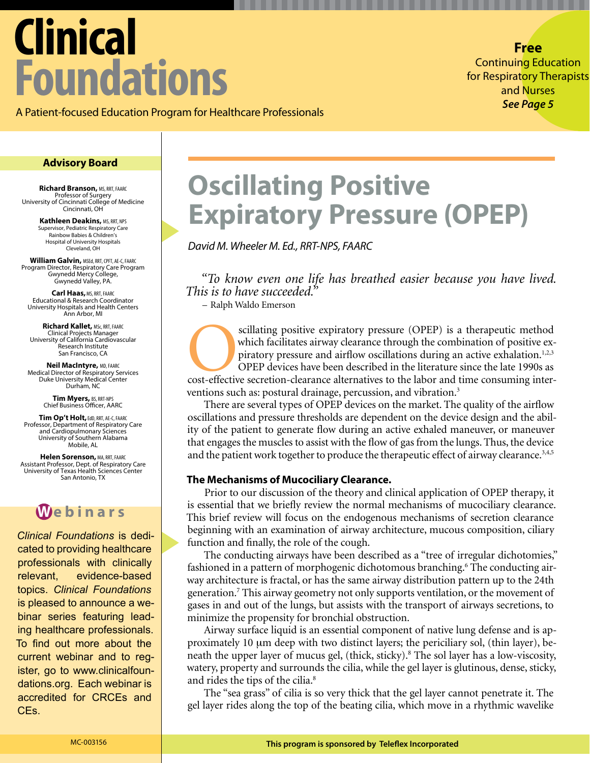# Clinical Foundations

A Patient-focused Education Program for Healthcare Professionals

**Free**
Continuing Education for Respiratory Therapists and Nurses
***See Page 5***

## Advisory Board

**Richard Branson,** MS, RRT, FAARC
Professor of Surgery
University of Cincinnati College of Medicine
Cincinnati, OH

**Kathleen Deakins,** MS, RRT, NPS
Supervisor, Pediatric Respiratory Care
Rainbow Babies & Children's
Hospital of University Hospitals
Cleveland, OH

**William Galvin,** MSEd, RRT, CPFT, AE-C, FAARC
Program Director, Respiratory Care Program
Gwynedd Mercy College,
Gwynedd Valley, PA.

**Carl Haas,** MS, RRT, FAARC
Educational & Research Coordinator
University Hospitals and Health Centers
Ann Arbor, MI

**Richard Kallet,** MSc, RRT, FAARC
Clinical Projects Manager
University of California Cardiovascular
Research Institute
San Francisco, CA

**Neil MacIntyre,** MD, FAARC
Medical Director of Respiratory Services
Duke University Medical Center
Durham, NC

**Tim Myers,** BS, RRT-NPS
Chief Business Officer, AARC

**Tim Op't Holt,** EdD, RRT, AE-C, FAARC
Professor, Department of Respiratory Care
and Cardiopulmonary Sciences
University of Southern Alabama
Mobile, AL

**Helen Sorenson,** MA, RRT, FAARC
Assistant Professor, Dept. of Respiratory Care
University of Texas Health Sciences Center
San Antonio, TX

## Webinars

*Clinical Foundations* is dedicated to providing healthcare professionals with clinically relevant, evidence-based topics. *Clinical Foundations* is pleased to announce a webinar series featuring leading healthcare professionals. To find out more about the current webinar and to register, go to www.clinicalfoundations.org. Each webinar is accredited for CRCEs and CEs.

# Oscillating Positive Expiratory Pressure (OPEP)

*David M. Wheeler M. Ed., RRT-NPS, FAARC*

*"To know even one life has breathed easier because you have lived. This is to have succeeded."*
– Ralph Waldo Emerson

Oscillating positive expiratory pressure (OPEP) is a therapeutic method which facilitates airway clearance through the combination of positive expiratory pressure and airflow oscillations during an active exhalation.[1,2,3] OPEP devices have been described in the literature since the late 1990s as cost-effective secretion-clearance alternatives to the labor and time consuming interventions such as: postural drainage, percussion, and vibration.[3]

There are several types of OPEP devices on the market. The quality of the airflow oscillations and pressure thresholds are dependent on the device design and the ability of the patient to generate flow during an active exhaled maneuver, or maneuver that engages the muscles to assist with the flow of gas from the lungs. Thus, the device and the patient work together to produce the therapeutic effect of airway clearance.[3,4,5]

### The Mechanisms of Mucociliary Clearance.

Prior to our discussion of the theory and clinical application of OPEP therapy, it is essential that we briefly review the normal mechanisms of mucociliary clearance. This brief review will focus on the endogenous mechanisms of secretion clearance beginning with an examination of airway architecture, mucous composition, ciliary function and finally, the role of the cough.

The conducting airways have been described as a "tree of irregular dichotomies," fashioned in a pattern of morphogenic dichotomous branching.[6] The conducting airway architecture is fractal, or has the same airway distribution pattern up to the 24th generation.[7] This airway geometry not only supports ventilation, or the movement of gases in and out of the lungs, but assists with the transport of airways secretions, to minimize the propensity for bronchial obstruction.

Airway surface liquid is an essential component of native lung defense and is approximately 10 μm deep with two distinct layers; the periciliary sol, (thin layer), beneath the upper layer of mucus gel, (thick, sticky).[8] The sol layer has a low-viscosity, watery, property and surrounds the cilia, while the gel layer is glutinous, dense, sticky, and rides the tips of the cilia.[8]

The "sea grass" of cilia is so very thick that the gel layer cannot penetrate it. The gel layer rides along the top of the beating cilia, which move in a rhythmic wavelike

MC-003156

**This program is sponsored by Teleflex Incorporated**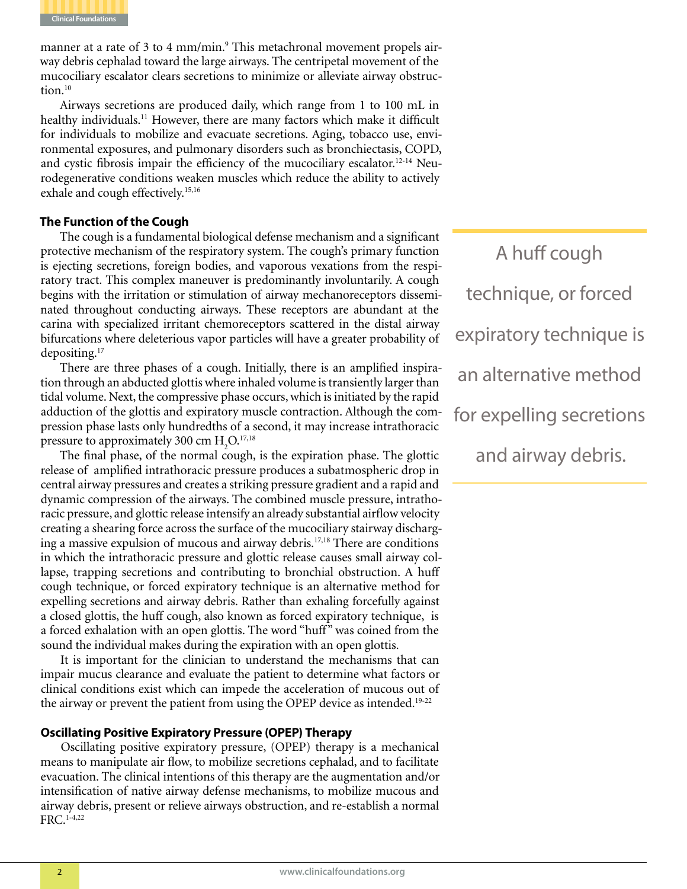manner at a rate of 3 to 4 mm/min.[9] This metachronal movement propels airway debris cephalad toward the large airways. The centripetal movement of the mucociliary escalator clears secretions to minimize or alleviate airway obstruction.[10]

Airways secretions are produced daily, which range from 1 to 100 mL in healthy individuals.[11] However, there are many factors which make it difficult for individuals to mobilize and evacuate secretions. Aging, tobacco use, environmental exposures, and pulmonary disorders such as bronchiectasis, COPD, and cystic fibrosis impair the efficiency of the mucociliary escalator.[12-14] Neurodegenerative conditions weaken muscles which reduce the ability to actively exhale and cough effectively.[15,16]

### The Function of the Cough

The cough is a fundamental biological defense mechanism and a significant protective mechanism of the respiratory system. The cough's primary function is ejecting secretions, foreign bodies, and vaporous vexations from the respiratory tract. This complex maneuver is predominantly involuntarily. A cough begins with the irritation or stimulation of airway mechanoreceptors disseminated throughout conducting airways. These receptors are abundant at the carina with specialized irritant chemoreceptors scattered in the distal airway bifurcations where deleterious vapor particles will have a greater probability of depositing.[17]

There are three phases of a cough. Initially, there is an amplified inspiration through an abducted glottis where inhaled volume is transiently larger than tidal volume. Next, the compressive phase occurs, which is initiated by the rapid adduction of the glottis and expiratory muscle contraction. Although the compression phase lasts only hundredths of a second, it may increase intrathoracic pressure to approximately 300 cm $H_2O$.[17,18]

The final phase, of the normal cough, is the expiration phase. The glottic release of amplified intrathoracic pressure produces a subatmospheric drop in central airway pressures and creates a striking pressure gradient and a rapid and dynamic compression of the airways. The combined muscle pressure, intrathoracic pressure, and glottic release intensify an already substantial airflow velocity creating a shearing force across the surface of the mucociliary stairway discharging a massive expulsion of mucous and airway debris.[17,18] There are conditions in which the intrathoracic pressure and glottic release causes small airway collapse, trapping secretions and contributing to bronchial obstruction. A huff cough technique, or forced expiratory technique is an alternative method for expelling secretions and airway debris. Rather than exhaling forcefully against a closed glottis, the huff cough, also known as forced expiratory technique, is a forced exhalation with an open glottis. The word "huff" was coined from the sound the individual makes during the expiration with an open glottis.

> A huff cough technique, or forced expiratory technique is an alternative method for expelling secretions and airway debris.

It is important for the clinician to understand the mechanisms that can impair mucus clearance and evaluate the patient to determine what factors or clinical conditions exist which can impede the acceleration of mucous out of the airway or prevent the patient from using the OPEP device as intended.[19-22]

### Oscillating Positive Expiratory Pressure (OPEP) Therapy

Oscillating positive expiratory pressure, (OPEP) therapy is a mechanical means to manipulate air flow, to mobilize secretions cephalad, and to facilitate evacuation. The clinical intentions of this therapy are the augmentation and/or intensification of native airway defense mechanisms, to mobilize mucous and airway debris, present or relieve airways obstruction, and re-establish a normal FRC.[1-4,22]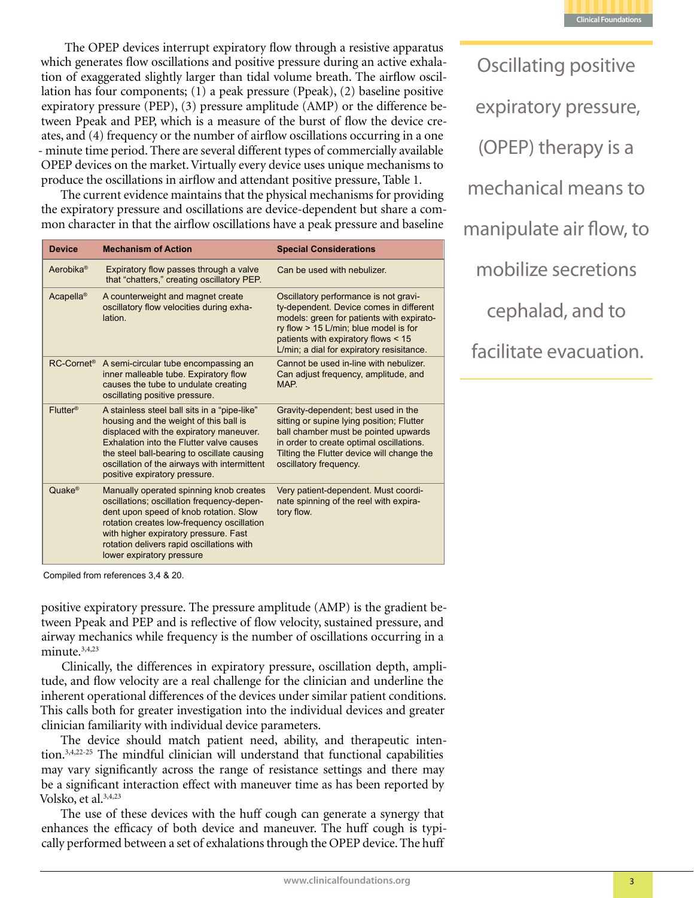The OPEP devices interrupt expiratory flow through a resistive apparatus which generates flow oscillations and positive pressure during an active exhalation of exaggerated slightly larger than tidal volume breath. The airflow oscillation has four components; (1) a peak pressure (Ppeak), (2) baseline positive expiratory pressure (PEP), (3) pressure amplitude (AMP) or the difference between Ppeak and PEP, which is a measure of the burst of flow the device creates, and (4) frequency or the number of airflow oscillations occurring in a one - minute time period. There are several different types of commercially available OPEP devices on the market. Virtually every device uses unique mechanisms to produce the oscillations in airflow and attendant positive pressure, Table 1.

The current evidence maintains that the physical mechanisms for providing the expiratory pressure and oscillations are device-dependent but share a common character in that the airflow oscillations have a peak pressure and baseline positive expiratory pressure. The pressure amplitude (AMP) is the gradient between Ppeak and PEP and is reflective of flow velocity, sustained pressure, and airway mechanics while frequency is the number of oscillations occurring in a minute.[3,4,23]

| Device | Mechanism of Action | Special Considerations |
|---|---|---|
| Aerobika® | Expiratory flow passes through a valve that "chatters," creating oscillatory PEP. | Can be used with nebulizer. |
| Acapella® | A counterweight and magnet create oscillatory flow velocities during exhalation. | Oscillatory performance is not gravity-dependent. Device comes in different models: green for patients with expiratory flow > 15 L/min; blue model is for patients with expiratory flows < 15 L/min; a dial for expiratory resisitance. |
| RC-Cornet® | A semi-circular tube encompassing an inner malleable tube. Expiratory flow causes the tube to undulate creating oscillating positive pressure. | Cannot be used in-line with nebulizer. Can adjust frequency, amplitude, and MAP. |
| Flutter® | A stainless steel ball sits in a "pipe-like" housing and the weight of this ball is displaced with the expiratory maneuver. Exhalation into the Flutter valve causes the steel ball-bearing to oscillate causing oscillation of the airways with intermittent positive expiratory pressure. | Gravity-dependent; best used in the sitting or supine lying position; Flutter ball chamber must be pointed upwards in order to create optimal oscillations. Tilting the Flutter device will change the oscillatory frequency. |
| Quake® | Manually operated spinning knob creates oscillations; oscillation frequency-dependent upon speed of knob rotation. Slow rotation creates low-frequency oscillation with higher expiratory pressure. Fast rotation delivers rapid oscillations with lower expiratory pressure | Very patient-dependent. Must coordinate spinning of the reel with expiratory flow. |

Compiled from references 3,4 & 20.

Clinically, the differences in expiratory pressure, oscillation depth, amplitude, and flow velocity are a real challenge for the clinician and underline the inherent operational differences of the devices under similar patient conditions. This calls both for greater investigation into the individual devices and greater clinician familiarity with individual device parameters.

The device should match patient need, ability, and therapeutic intention.[3,4,22-25] The mindful clinician will understand that functional capabilities may vary significantly across the range of resistance settings and there may be a significant interaction effect with maneuver time as has been reported by Volsko, et al.[3,4,23]

The use of these devices with the huff cough can generate a synergy that enhances the efficacy of both device and maneuver. The huff cough is typically performed between a set of exhalations through the OPEP device. The huff

> Oscillating positive expiratory pressure, (OPEP) therapy is a mechanical means to manipulate air flow, to mobilize secretions cephalad, and to facilitate evacuation.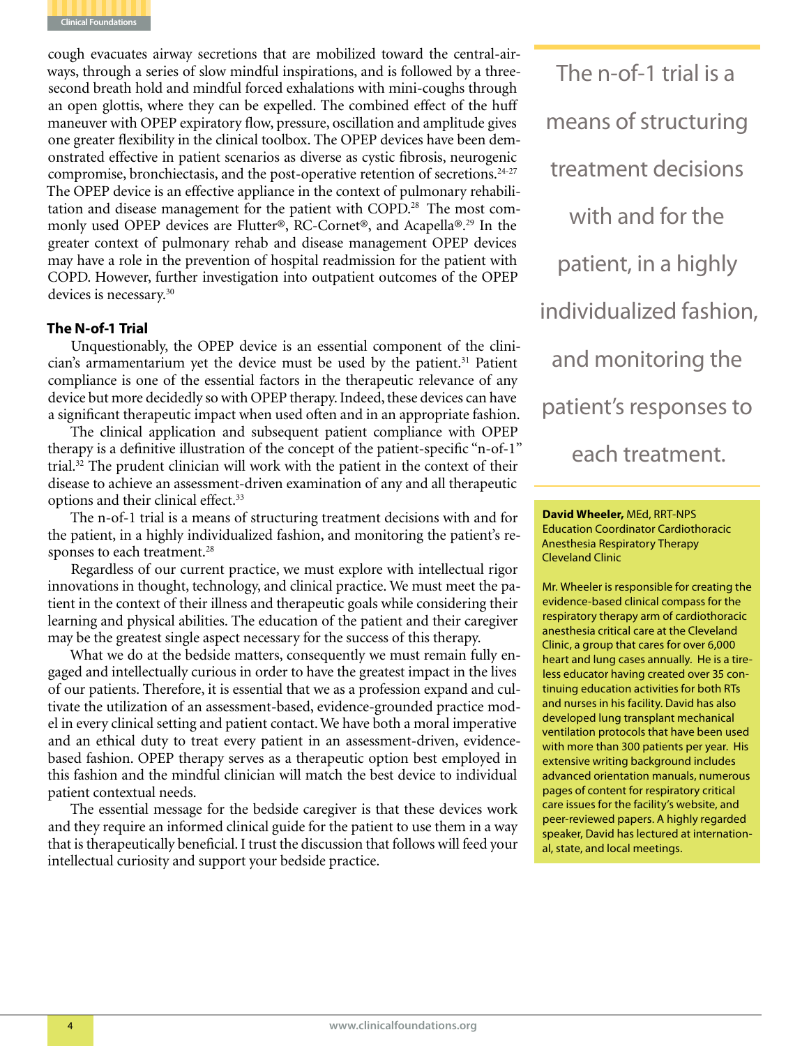cough evacuates airway secretions that are mobilized toward the central-airways, through a series of slow mindful inspirations, and is followed by a three-second breath hold and mindful forced exhalations with mini-coughs through an open glottis, where they can be expelled. The combined effect of the huff maneuver with OPEP expiratory flow, pressure, oscillation and amplitude gives one greater flexibility in the clinical toolbox. The OPEP devices have been demonstrated effective in patient scenarios as diverse as cystic fibrosis, neurogenic compromise, bronchiectasis, and the post-operative retention of secretions.[24-27] The OPEP device is an effective appliance in the context of pulmonary rehabilitation and disease management for the patient with COPD.[28] The most commonly used OPEP devices are Flutter®, RC-Cornet®, and Acapella®.[29] In the greater context of pulmonary rehab and disease management OPEP devices may have a role in the prevention of hospital readmission for the patient with COPD. However, further investigation into outpatient outcomes of the OPEP devices is necessary.[30]

## The N-of-1 Trial

Unquestionably, the OPEP device is an essential component of the clinician's armamentarium yet the device must be used by the patient.[31] Patient compliance is one of the essential factors in the therapeutic relevance of any device but more decidedly so with OPEP therapy. Indeed, these devices can have a significant therapeutic impact when used often and in an appropriate fashion.

The clinical application and subsequent patient compliance with OPEP therapy is a definitive illustration of the concept of the patient-specific "n-of-1" trial.[32] The prudent clinician will work with the patient in the context of their disease to achieve an assessment-driven examination of any and all therapeutic options and their clinical effect.[33]

The n-of-1 trial is a means of structuring treatment decisions with and for the patient, in a highly individualized fashion, and monitoring the patient's responses to each treatment.[28]

Regardless of our current practice, we must explore with intellectual rigor innovations in thought, technology, and clinical practice. We must meet the patient in the context of their illness and therapeutic goals while considering their learning and physical abilities. The education of the patient and their caregiver may be the greatest single aspect necessary for the success of this therapy.

What we do at the bedside matters, consequently we must remain fully engaged and intellectually curious in order to have the greatest impact in the lives of our patients. Therefore, it is essential that we as a profession expand and cultivate the utilization of an assessment-based, evidence-grounded practice model in every clinical setting and patient contact. We have both a moral imperative and an ethical duty to treat every patient in an assessment-driven, evidence-based fashion. OPEP therapy serves as a therapeutic option best employed in this fashion and the mindful clinician will match the best device to individual patient contextual needs.

The essential message for the bedside caregiver is that these devices work and they require an informed clinical guide for the patient to use them in a way that is therapeutically beneficial. I trust the discussion that follows will feed your intellectual curiosity and support your bedside practice.

> The n-of-1 trial is a means of structuring treatment decisions with and for the patient, in a highly individualized fashion, and monitoring the patient's responses to each treatment.

**David Wheeler,** MEd, RRT-NPS
Education Coordinator Cardiothoracic Anesthesia Respiratory Therapy
Cleveland Clinic

Mr. Wheeler is responsible for creating the evidence-based clinical compass for the respiratory therapy arm of cardiothoracic anesthesia critical care at the Cleveland Clinic, a group that cares for over 6,000 heart and lung cases annually. He is a tireless educator having created over 35 continuing education activities for both RTs and nurses in his facility. David has also developed lung transplant mechanical ventilation protocols that have been used with more than 300 patients per year. His extensive writing background includes advanced orientation manuals, numerous pages of content for respiratory critical care issues for the facility's website, and peer-reviewed papers. A highly regarded speaker, David has lectured at international, state, and local meetings.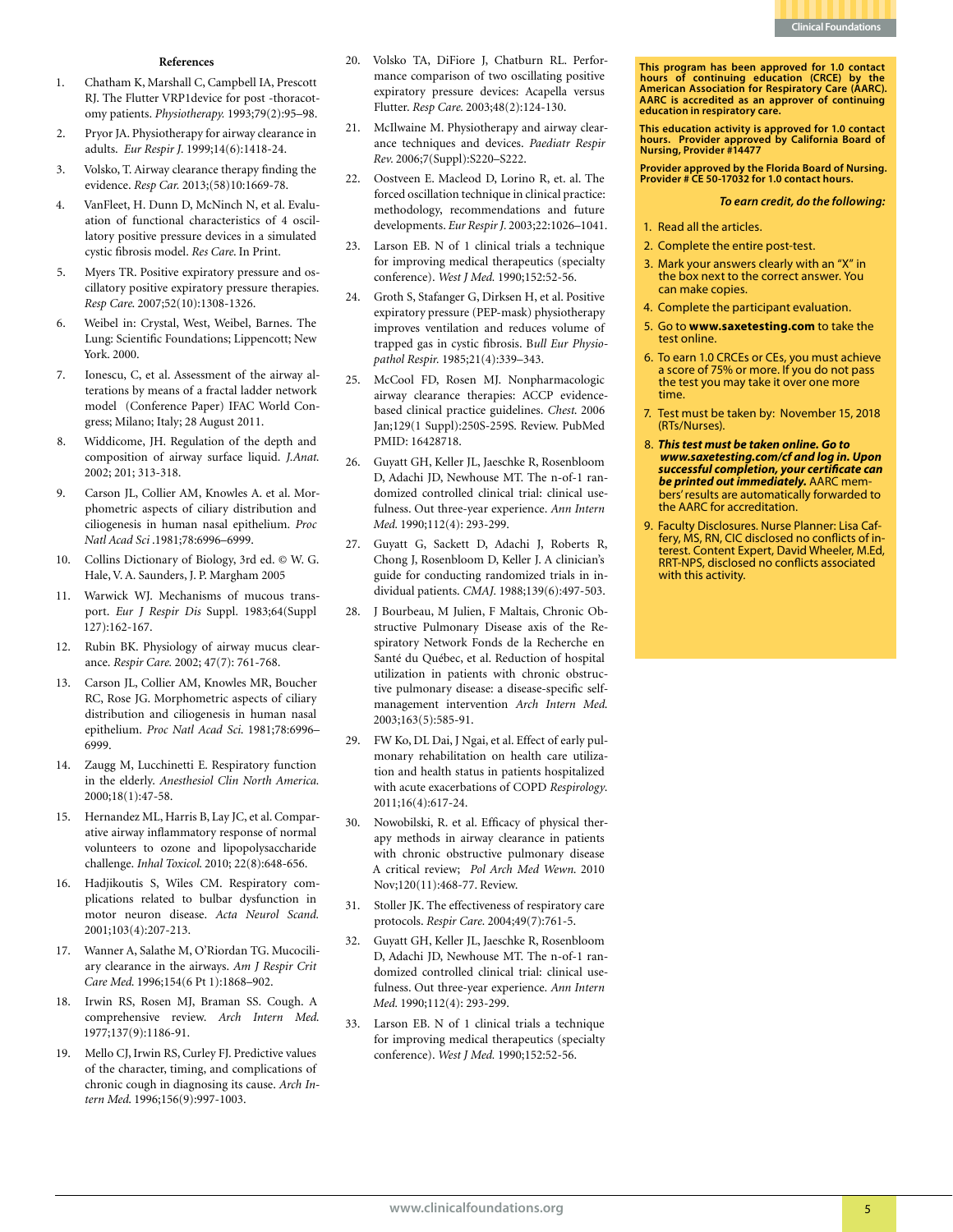### References

1. Chatham K, Marshall C, Campbell IA, Prescott RJ. The Flutter VRP1device for post -thoracotomy patients. *Physiotherapy.* 1993;79(2):95–98.
2. Pryor JA. Physiotherapy for airway clearance in adults. *Eur Respir J.* 1999;14(6):1418-24.
3. Volsko, T. Airway clearance therapy finding the evidence. *Resp Car.* 2013;(58)10:1669-78.
4. VanFleet, H. Dunn D, McNinch N, et al. Evaluation of functional characteristics of 4 oscillatory positive pressure devices in a simulated cystic fibrosis model. *Res Care.* In Print.
5. Myers TR. Positive expiratory pressure and oscillatory positive expiratory pressure therapies. *Resp Care.* 2007;52(10):1308-1326.
6. Weibel in: Crystal, West, Weibel, Barnes. The Lung: Scientific Foundations; Lippencott; New York. 2000.
7. Ionescu, C, et al. Assessment of the airway alterations by means of a fractal ladder network model (Conference Paper) IFAC World Congress; Milano; Italy; 28 August 2011.
8. Widdicome, JH. Regulation of the depth and composition of airway surface liquid. *J.Anat.* 2002; 201; 313-318.
9. Carson JL, Collier AM, Knowles A. et al. Morphometric aspects of ciliary distribution and ciliogenesis in human nasal epithelium. *Proc Natl Acad Sci* .1981;78:6996–6999.
10. Collins Dictionary of Biology, 3rd ed. © W. G. Hale, V. A. Saunders, J. P. Margham 2005
11. Warwick WJ. Mechanisms of mucous transport. *Eur J Respir Dis* Suppl. 1983;64(Suppl 127):162-167.
12. Rubin BK. Physiology of airway mucus clearance. *Respir Care.* 2002; 47(7): 761-768.
13. Carson JL, Collier AM, Knowles MR, Boucher RC, Rose JG. Morphometric aspects of ciliary distribution and ciliogenesis in human nasal epithelium. *Proc Natl Acad Sci.* 1981;78:6996–6999.
14. Zaugg M, Lucchinetti E. Respiratory function in the elderly. *Anesthesiol Clin North America.* 2000;18(1):47-58.
15. Hernandez ML, Harris B, Lay JC, et al. Comparative airway inflammatory response of normal volunteers to ozone and lipopolysaccharide challenge. *Inhal Toxicol.* 2010; 22(8):648-656.
16. Hadjikoutis S, Wiles CM. Respiratory complications related to bulbar dysfunction in motor neuron disease. *Acta Neurol Scand.* 2001;103(4):207-213.
17. Wanner A, Salathe M, O'Riordan TG. Mucociliary clearance in the airways. *Am J Respir Crit Care Med.* 1996;154(6 Pt 1):1868–902.
18. Irwin RS, Rosen MJ, Braman SS. Cough. A comprehensive review. *Arch Intern Med.* 1977;137(9):1186-91.
19. Mello CJ, Irwin RS, Curley FJ. Predictive values of the character, timing, and complications of chronic cough in diagnosing its cause. *Arch Intern Med.* 1996;156(9):997-1003.
20. Volsko TA, DiFiore J, Chatburn RL. Performance comparison of two oscillating positive expiratory pressure devices: Acapella versus Flutter. *Resp Care.* 2003;48(2):124-130.
21. McIlwaine M. Physiotherapy and airway clearance techniques and devices. *Paediatr Respir Rev.* 2006;7(Suppl):S220–S222.
22. Oostveen E. Macleod D, Lorino R, et. al. The forced oscillation technique in clinical practice: methodology, recommendations and future developments. *Eur Respir J.* 2003;22:1026–1041.
23. Larson EB. N of 1 clinical trials a technique for improving medical therapeutics (specialty conference). *West J Med.* 1990;152:52-56.
24. Groth S, Stafanger G, Dirksen H, et al. Positive expiratory pressure (PEP-mask) physiotherapy improves ventilation and reduces volume of trapped gas in cystic fibrosis. *Bull Eur Physiopathol Respir.* 1985;21(4):339–343.
25. McCool FD, Rosen MJ. Nonpharmacologic airway clearance therapies: ACCP evidence-based clinical practice guidelines. *Chest.* 2006 Jan;129(1 Suppl):250S-259S. Review. PubMed PMID: 16428718.
26. Guyatt GH, Keller JL, Jaeschke R, Rosenbloom D, Adachi JD, Newhouse MT. The n-of-1 randomized controlled clinical trial: clinical usefulness. Out three-year experience. *Ann Intern Med.* 1990;112(4): 293-299.
27. Guyatt G, Sackett D, Adachi J, Roberts R, Chong J, Rosenbloom D, Keller J. A clinician's guide for conducting randomized trials in individual patients. *CMAJ.* 1988;139(6):497-503.
28. J Bourbeau, M Julien, F Maltais, Chronic Obstructive Pulmonary Disease axis of the Respiratory Network Fonds de la Recherche en Santé du Québec, et al. Reduction of hospital utilization in patients with chronic obstructive pulmonary disease: a disease-specific self-management intervention *Arch Intern Med.* 2003;163(5):585-91.
29. FW Ko, DL Dai, J Ngai, et al. Effect of early pulmonary rehabilitation on health care utilization and health status in patients hospitalized with acute exacerbations of COPD *Respirology.* 2011;16(4):617-24.
30. Nowobilski, R. et al. Efficacy of physical therapy methods in airway clearance in patients with chronic obstructive pulmonary disease A critical review; *Pol Arch Med Wewn.* 2010 Nov;120(11):468-77. Review.
31. Stoller JK. The effectiveness of respiratory care protocols. *Respir Care.* 2004;49(7):761-5.
32. Guyatt GH, Keller JL, Jaeschke R, Rosenbloom D, Adachi JD, Newhouse MT. The n-of-1 randomized controlled clinical trial: clinical usefulness. Out three-year experience. *Ann Intern Med.* 1990;112(4): 293-299.
33. Larson EB. N of 1 clinical trials a technique for improving medical therapeutics (specialty conference). *West J Med.* 1990;152:52-56.

**This program has been approved for 1.0 contact hours of continuing education (CRCE) by the American Association for Respiratory Care (AARC). AARC is accredited as an approver of continuing education in respiratory care.**

**This education activity is approved for 1.0 contact hours. Provider approved by California Board of Nursing, Provider #14477**

**Provider approved by the Florida Board of Nursing. Provider # CE 50-17032 for 1.0 contact hours.**

***To earn credit, do the following:***

1. Read all the articles.
2. Complete the entire post-test.
3. Mark your answers clearly with an "X" in the box next to the correct answer. You can make copies.
4. Complete the participant evaluation.
5. Go to **www.saxetesting.com** to take the test online.
6. To earn 1.0 CRCEs or CEs, you must achieve a score of 75% or more. If you do not pass the test you may take it over one more time.
7. Test must be taken by: November 15, 2018 (RTs/Nurses).
8. ***This test must be taken online. Go to www.saxetesting.com/cf and log in. Upon successful completion, your certificate can be printed out immediately.*** AARC members' results are automatically forwarded to the AARC for accreditation.
9. Faculty Disclosures. Nurse Planner: Lisa Caffery, MS, RN, CIC disclosed no conflicts of interest. Content Expert, David Wheeler, M.Ed, RRT-NPS, disclosed no conflicts associated with this activity.